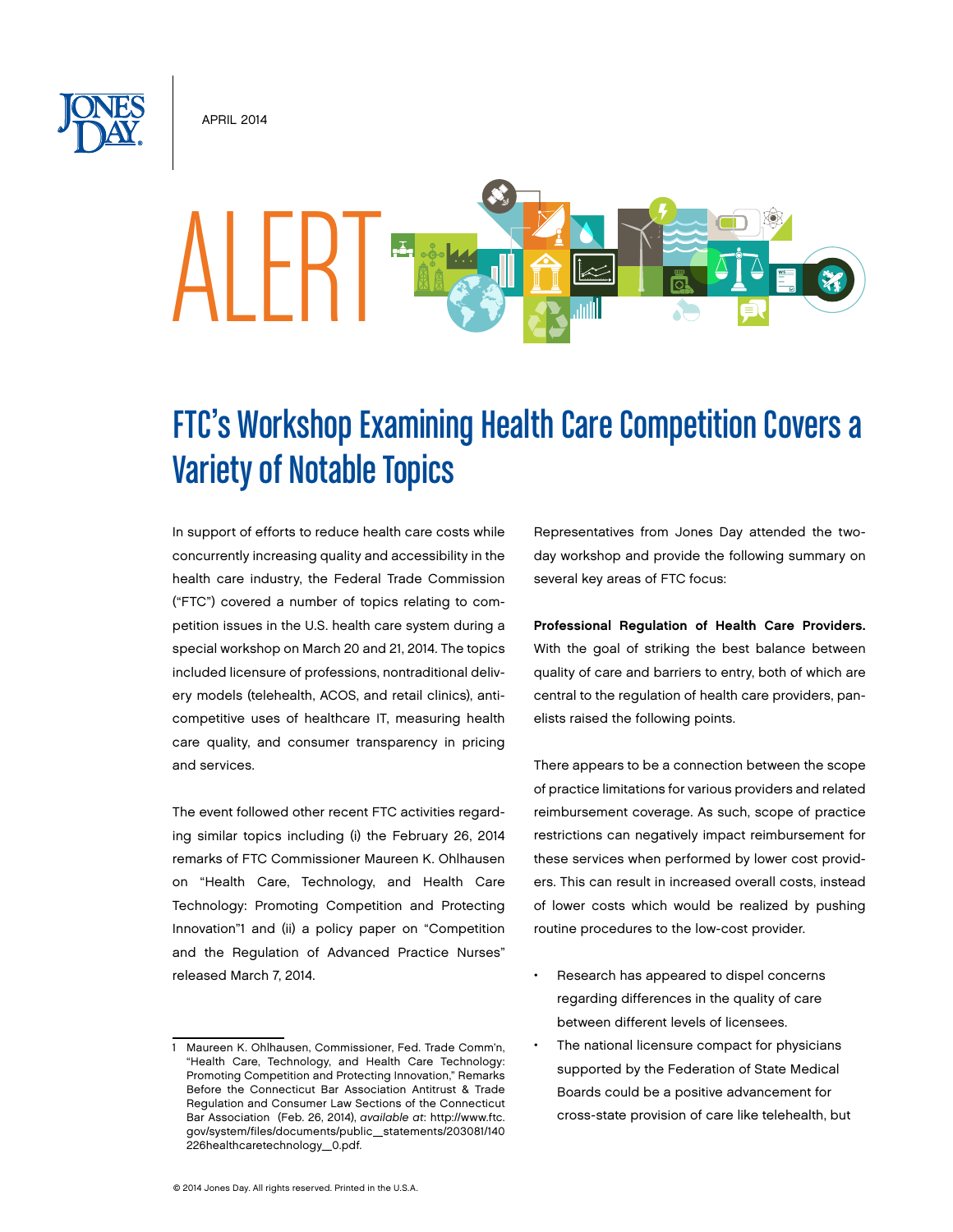APRIL 2014

# ALERT

# FTC's Workshop Examining Health Care Competition Covers a Variety of Notable Topics

In support of efforts to reduce health care costs while concurrently increasing quality and accessibility in the health care industry, the Federal Trade Commission ("FTC") covered a number of topics relating to competition issues in the U.S. health care system during a special workshop on March 20 and 21, 2014. The topics included licensure of professions, nontraditional delivery models (telehealth, ACOS, and retail clinics), anticompetitive uses of healthcare IT, measuring health care quality, and consumer transparency in pricing and services.

The event followed other recent FTC activities regarding similar topics including (i) the February 26, 2014 remarks of FTC Commissioner Maureen K. Ohlhausen on "Health Care, Technology, and Health Care Technology: Promoting Competition and Protecting Innovation"[1] and (ii) a policy paper on "Competition and the Regulation of Advanced Practice Nurses" released March 7, 2014.

Representatives from Jones Day attended the two-day workshop and provide the following summary on several key areas of FTC focus:

**Professional Regulation of Health Care Providers.** With the goal of striking the best balance between quality of care and barriers to entry, both of which are central to the regulation of health care providers, panelists raised the following points.

There appears to be a connection between the scope of practice limitations for various providers and related reimbursement coverage. As such, scope of practice restrictions can negatively impact reimbursement for these services when performed by lower cost providers. This can result in increased overall costs, instead of lower costs which would be realized by pushing routine procedures to the low-cost provider.

- Research has appeared to dispel concerns regarding differences in the quality of care between different levels of licensees.
- The national licensure compact for physicians supported by the Federation of State Medical Boards could be a positive advancement for cross-state provision of care like telehealth, but

1 Maureen K. Ohlhausen, Commissioner, Fed. Trade Comm'n, "Health Care, Technology, and Health Care Technology: Promoting Competition and Protecting Innovation," Remarks Before the Connecticut Bar Association Antitrust & Trade Regulation and Consumer Law Sections of the Connecticut Bar Association (Feb. 26, 2014), *available at*: http://www.ftc.gov/system/files/documents/public_statements/203081/140226healthcaretechnology_0.pdf.

© 2014 Jones Day. All rights reserved. Printed in the U.S.A.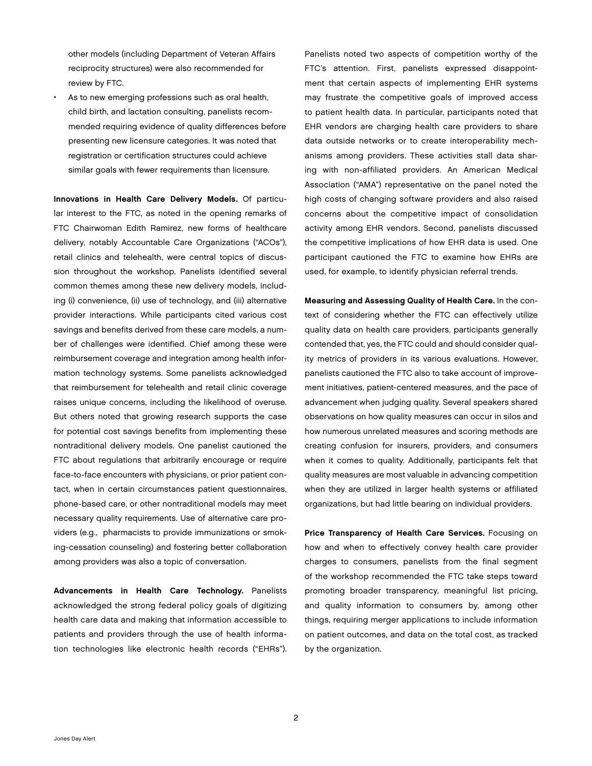other models (including Department of Veteran Affairs reciprocity structures) were also recommended for review by FTC.

- As to new emerging professions such as oral health, child birth, and lactation consulting, panelists recommended requiring evidence of quality differences before presenting new licensure categories. It was noted that registration or certification structures could achieve similar goals with fewer requirements than licensure.

**Innovations in Health Care Delivery Models.** Of particular interest to the FTC, as noted in the opening remarks of FTC Chairwoman Edith Ramirez, new forms of healthcare delivery, notably Accountable Care Organizations ("ACOs"), retail clinics and telehealth, were central topics of discussion throughout the workshop. Panelists identified several common themes among these new delivery models, including (i) convenience, (ii) use of technology, and (iii) alternative provider interactions. While participants cited various cost savings and benefits derived from these care models, a number of challenges were identified. Chief among these were reimbursement coverage and integration among health information technology systems. Some panelists acknowledged that reimbursement for telehealth and retail clinic coverage raises unique concerns, including the likelihood of overuse. But others noted that growing research supports the case for potential cost savings benefits from implementing these nontraditional delivery models. One panelist cautioned the FTC about regulations that arbitrarily encourage or require face-to-face encounters with physicians, or prior patient contact, when in certain circumstances patient questionnaires, phone-based care, or other nontraditional models may meet necessary quality requirements. Use of alternative care providers (e.g., pharmacists to provide immunizations or smoking-cessation counseling) and fostering better collaboration among providers was also a topic of conversation.

**Advancements in Health Care Technology.** Panelists acknowledged the strong federal policy goals of digitizing health care data and making that information accessible to patients and providers through the use of health information technologies like electronic health records ("EHRs"). Panelists noted two aspects of competition worthy of the FTC's attention. First, panelists expressed disappointment that certain aspects of implementing EHR systems may frustrate the competitive goals of improved access to patient health data. In particular, participants noted that EHR vendors are charging health care providers to share data outside networks or to create interoperability mechanisms among providers. These activities stall data sharing with non-affiliated providers. An American Medical Association ("AMA") representative on the panel noted the high costs of changing software providers and also raised concerns about the competitive impact of consolidation activity among EHR vendors. Second, panelists discussed the competitive implications of how EHR data is used. One participant cautioned the FTC to examine how EHRs are used, for example, to identify physician referral trends.

**Measuring and Assessing Quality of Health Care.** In the context of considering whether the FTC can effectively utilize quality data on health care providers, participants generally contended that, yes, the FTC could and should consider quality metrics of providers in its various evaluations. However, panelists cautioned the FTC also to take account of improvement initiatives, patient-centered measures, and the pace of advancement when judging quality. Several speakers shared observations on how quality measures can occur in silos and how numerous unrelated measures and scoring methods are creating confusion for insurers, providers, and consumers when it comes to quality. Additionally, participants felt that quality measures are most valuable in advancing competition when they are utilized in larger health systems or affiliated organizations, but had little bearing on individual providers.

**Price Transparency of Health Care Services.** Focusing on how and when to effectively convey health care provider charges to consumers, panelists from the final segment of the workshop recommended the FTC take steps toward promoting broader transparency, meaningful list pricing, and quality information to consumers by, among other things, requiring merger applications to include information on patient outcomes, and data on the total cost, as tracked by the organization.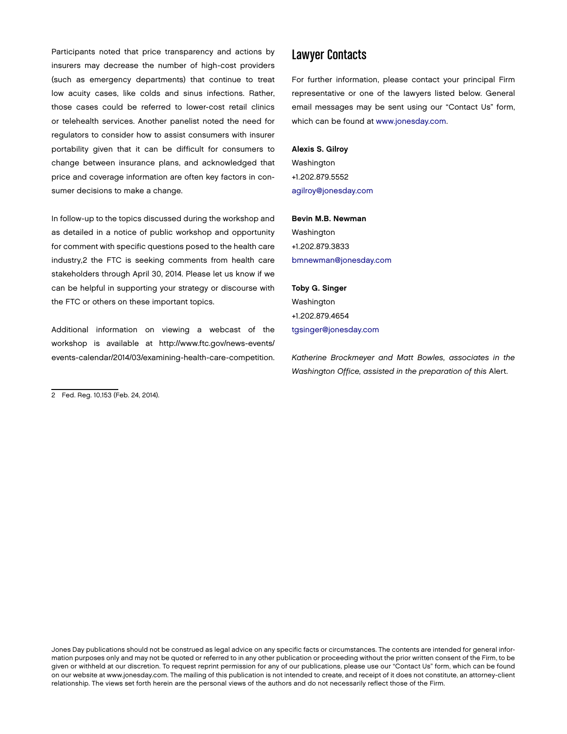Participants noted that price transparency and actions by insurers may decrease the number of high-cost providers (such as emergency departments) that continue to treat low acuity cases, like colds and sinus infections. Rather, those cases could be referred to lower-cost retail clinics or telehealth services. Another panelist noted the need for regulators to consider how to assist consumers with insurer portability given that it can be difficult for consumers to change between insurance plans, and acknowledged that price and coverage information are often key factors in consumer decisions to make a change.

In follow-up to the topics discussed during the workshop and as detailed in a notice of public workshop and opportunity for comment with specific questions posed to the health care industry,[2] the FTC is seeking comments from health care stakeholders through April 30, 2014. Please let us know if we can be helpful in supporting your strategy or discourse with the FTC or others on these important topics.

Additional information on viewing a webcast of the workshop is available at http://www.ftc.gov/news-events/events-calendar/2014/03/examining-health-care-competition.

2 Fed. Reg. 10,153 (Feb. 24, 2014).

## Lawyer Contacts

For further information, please contact your principal Firm representative or one of the lawyers listed below. General email messages may be sent using our "Contact Us" form, which can be found at www.jonesday.com.

**Alexis S. Gilroy**
Washington
+1.202.879.5552
agilroy@jonesday.com

**Bevin M.B. Newman**
Washington
+1.202.879.3833
bmnewman@jonesday.com

**Toby G. Singer**
Washington
+1.202.879.4654
tgsinger@jonesday.com

*Katherine Brockmeyer and Matt Bowles, associates in the Washington Office, assisted in the preparation of this* Alert.

Jones Day publications should not be construed as legal advice on any specific facts or circumstances. The contents are intended for general information purposes only and may not be quoted or referred to in any other publication or proceeding without the prior written consent of the Firm, to be given or withheld at our discretion. To request reprint permission for any of our publications, please use our "Contact Us" form, which can be found on our website at www.jonesday.com. The mailing of this publication is not intended to create, and receipt of it does not constitute, an attorney-client relationship. The views set forth herein are the personal views of the authors and do not necessarily reflect those of the Firm.